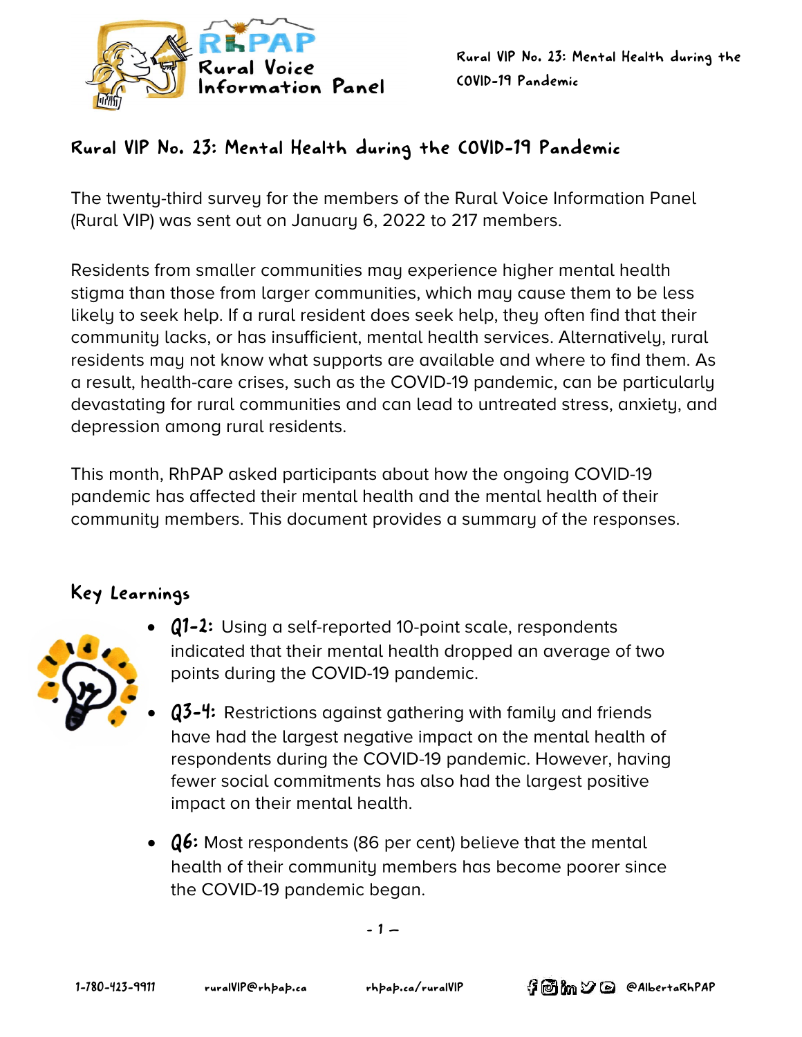# Rural VIP No. 23: Mental Health during the COVID-19 Pandemic

The twenty-third survey for the members of the Rural Voice Information Panel (Rural VIP) was sent out on January 6, 2022 to 217 members.

Residents from smaller communities may experience higher mental health stigma than those from larger communities, which may cause them to be less likely to seek help. If a rural resident does seek help, they often find that their community lacks, or has insufficient, mental health services. Alternatively, rural residents may not know what supports are available and where to find them. As a result, health-care crises, such as the COVID-19 pandemic, can be particularly devastating for rural communities and can lead to untreated stress, anxiety, and depression among rural residents.

This month, RhPAP asked participants about how the ongoing COVID-19 pandemic has affected their mental health and the mental health of their community members. This document provides a summary of the responses.

## Key Learnings

- **Q1-2:** Using a self-reported 10-point scale, respondents indicated that their mental health dropped an average of two points during the COVID-19 pandemic.
- **Q3-4:** Restrictions against gathering with family and friends have had the largest negative impact on the mental health of respondents during the COVID-19 pandemic. However, having fewer social commitments has also had the largest positive impact on their mental health.
- **Q6:** Most respondents (86 per cent) believe that the mental health of their community members has become poorer since the COVID-19 pandemic began.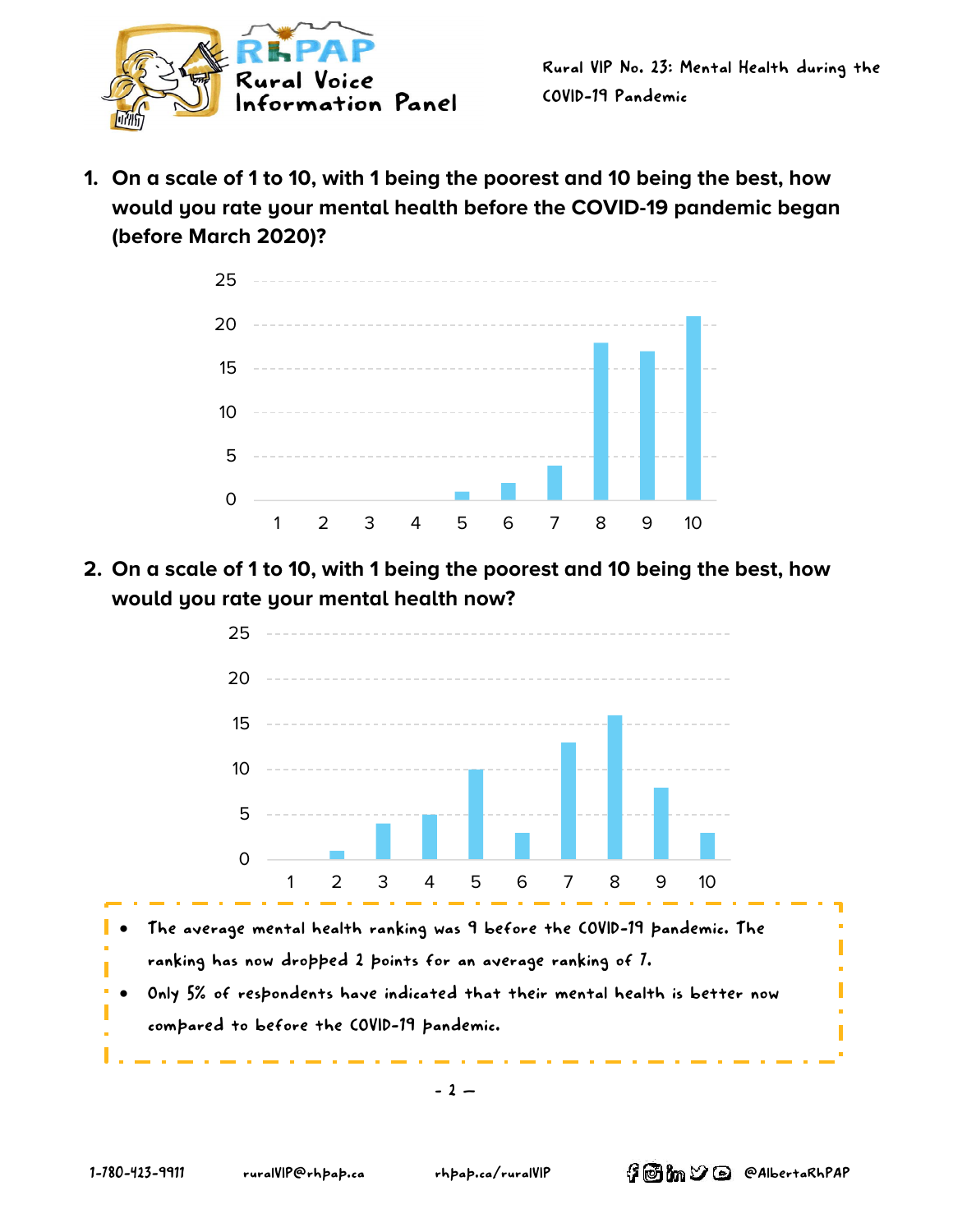1. **On a scale of 1 to 10, with 1 being the poorest and 10 being the best, how would you rate your mental health before the COVID-19 pandemic began (before March 2020)?**

| Rating | 1 | 2 | 3 | 4 | 5 | 6 | 7 | 8 | 9 | 10 |
|---|---|---|---|---|---|---|---|---|---|---|
| Responses | 0 | 0 | 0 | 0 | 1 | 2 | 4 | 18 | 17 | 21 |

2. **On a scale of 1 to 10, with 1 being the poorest and 10 being the best, how would you rate your mental health now?**

| Rating | 1 | 2 | 3 | 4 | 5 | 6 | 7 | 8 | 9 | 10 |
|---|---|---|---|---|---|---|---|---|---|---|
| Responses | 0 | 1 | 4 | 5 | 10 | 3 | 13 | 16 | 8 | 3 |

- The average mental health ranking was 9 before the COVID-19 pandemic. The ranking has now dropped 2 points for an average ranking of 7.
- Only 5% of respondents have indicated that their mental health is better now compared to before the COVID-19 pandemic.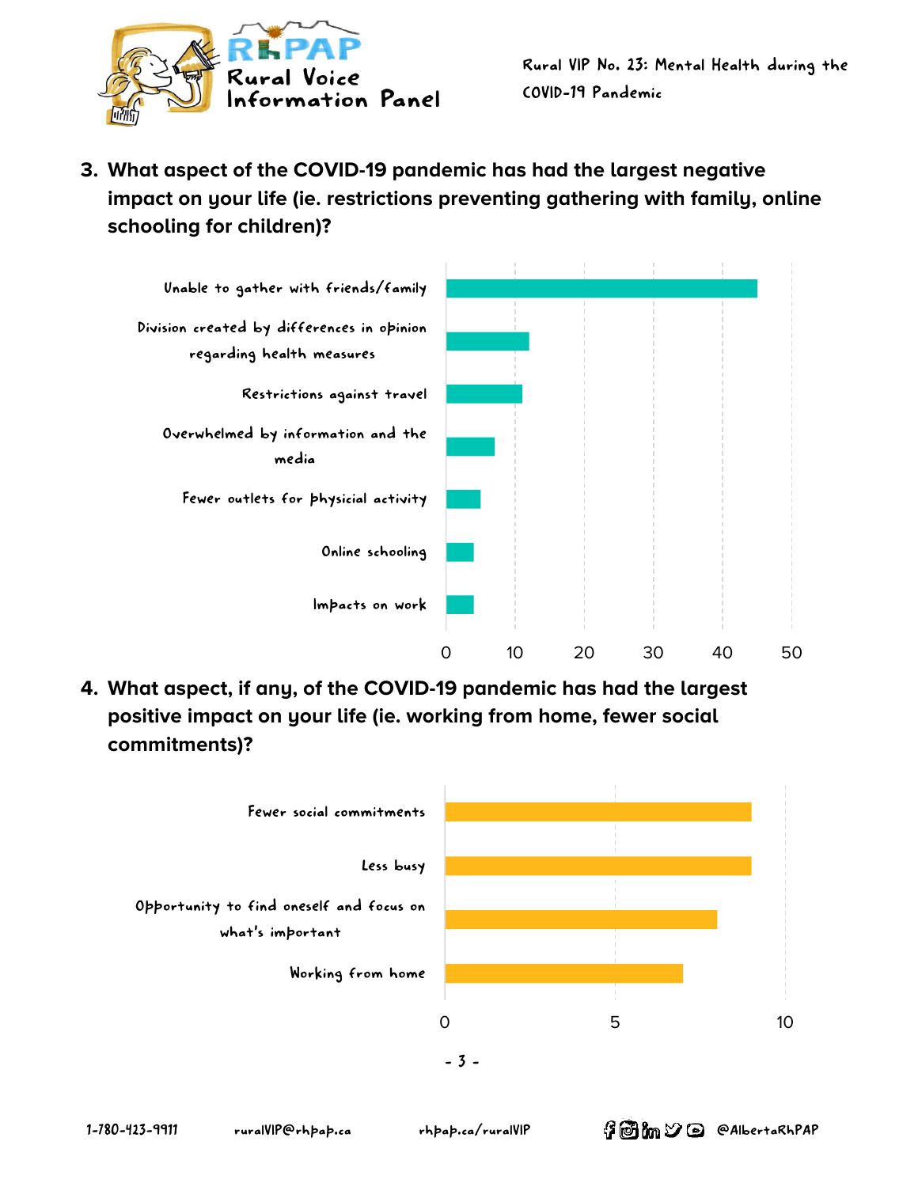3. **What aspect of the COVID-19 pandemic has had the largest negative impact on your life (ie. restrictions preventing gathering with family, online schooling for children)?**

| Response | Count |
|---|---|
| Unable to gather with friends/family | 45 |
| Division created by differences in opinion regarding health measures | 12 |
| Restrictions against travel | 11 |
| Overwhelmed by information and the media | 7 |
| Fewer outlets for physicial activity | 5 |
| Online schooling | 4 |
| Impacts on work | 4 |

4. **What aspect, if any, of the COVID-19 pandemic has had the largest positive impact on your life (ie. working from home, fewer social commitments)?**

| Response | Count |
|---|---|
| Fewer social commitments | 9 |
| Less busy | 9 |
| Opportunity to find oneself and focus on what's important | 8 |
| Working from home | 7 |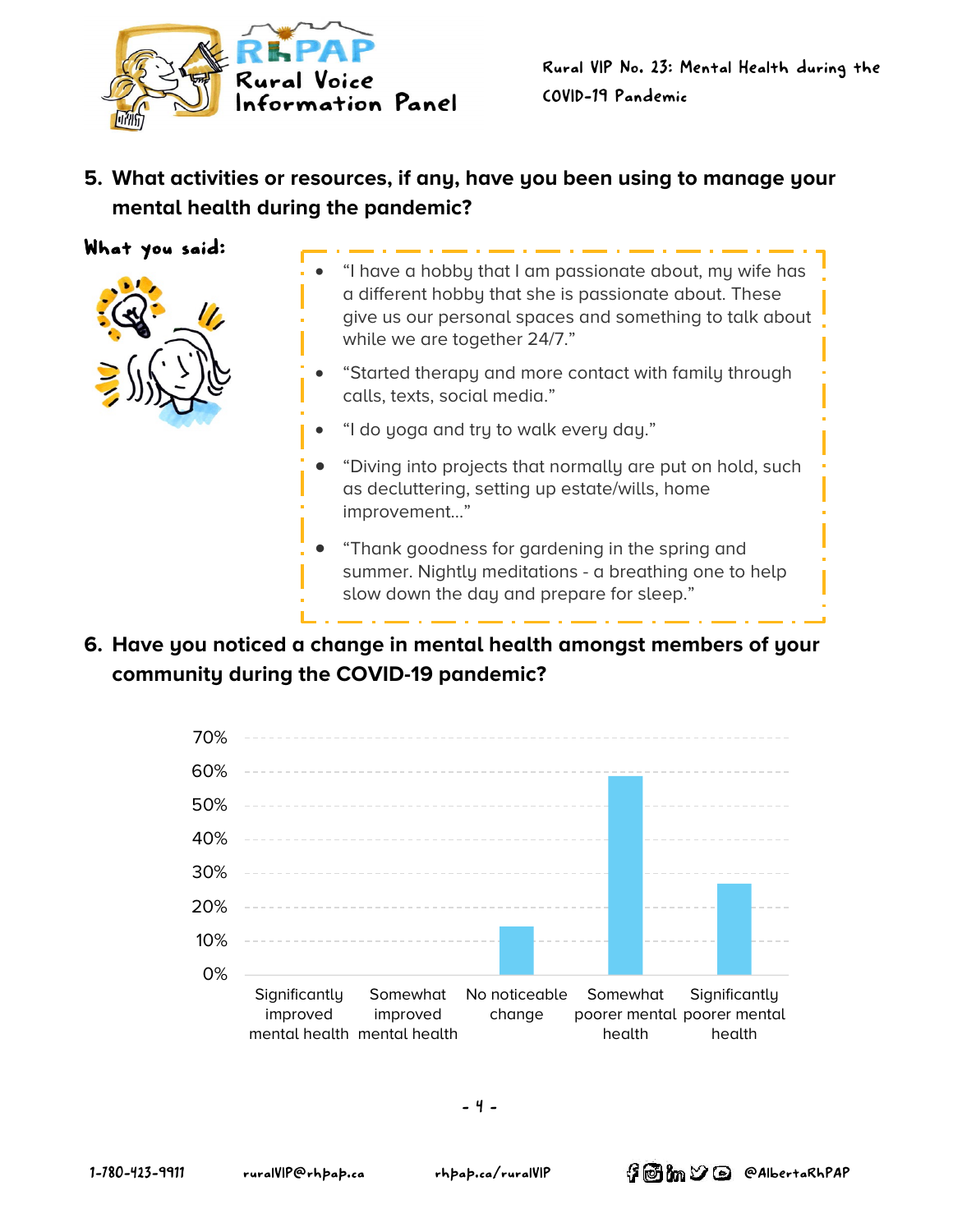## 5. What activities or resources, if any, have you been using to manage your mental health during the pandemic?

**What you said:**

- "I have a hobby that I am passionate about, my wife has a different hobby that she is passionate about. These give us our personal spaces and something to talk about while we are together 24/7."
- "Started therapy and more contact with family through calls, texts, social media."
- "I do yoga and try to walk every day."
- "Diving into projects that normally are put on hold, such as decluttering, setting up estate/wills, home improvement..."
- "Thank goodness for gardening in the spring and summer. Nightly meditations - a breathing one to help slow down the day and prepare for sleep."

## 6. Have you noticed a change in mental health amongst members of your community during the COVID-19 pandemic?

| Response | Percentage |
| --- | --- |
| Significantly improved mental health | 0% |
| Somewhat improved mental health | 0% |
| No noticeable change | ~14% |
| Somewhat poorer mental health | ~59% |
| Significantly poorer mental health | ~27% |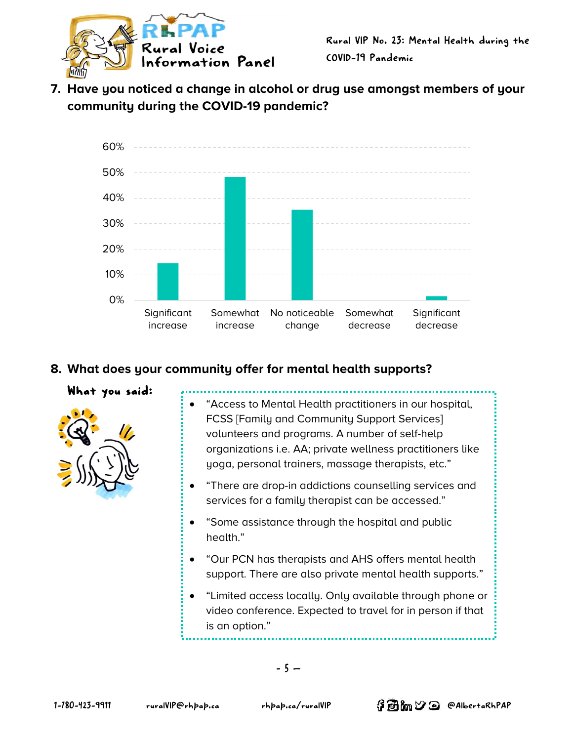## 7. Have you noticed a change in alcohol or drug use amongst members of your community during the COVID-19 pandemic?

| Response | Percentage |
|---|---|
| Significant increase | ~14% |
| Somewhat increase | ~48% |
| No noticeable change | ~35% |
| Somewhat decrease | 0% |
| Significant decrease | ~1% |

## 8. What does your community offer for mental health supports?

**What you said:**

- "Access to Mental Health practitioners in our hospital, FCSS [Family and Community Support Services] volunteers and programs. A number of self-help organizations i.e. AA; private wellness practitioners like yoga, personal trainers, massage therapists, etc."
- "There are drop-in addictions counselling services and services for a family therapist can be accessed."
- "Some assistance through the hospital and public health."
- "Our PCN has therapists and AHS offers mental health support. There are also private mental health supports."
- "Limited access locally. Only available through phone or video conference. Expected to travel for in person if that is an option."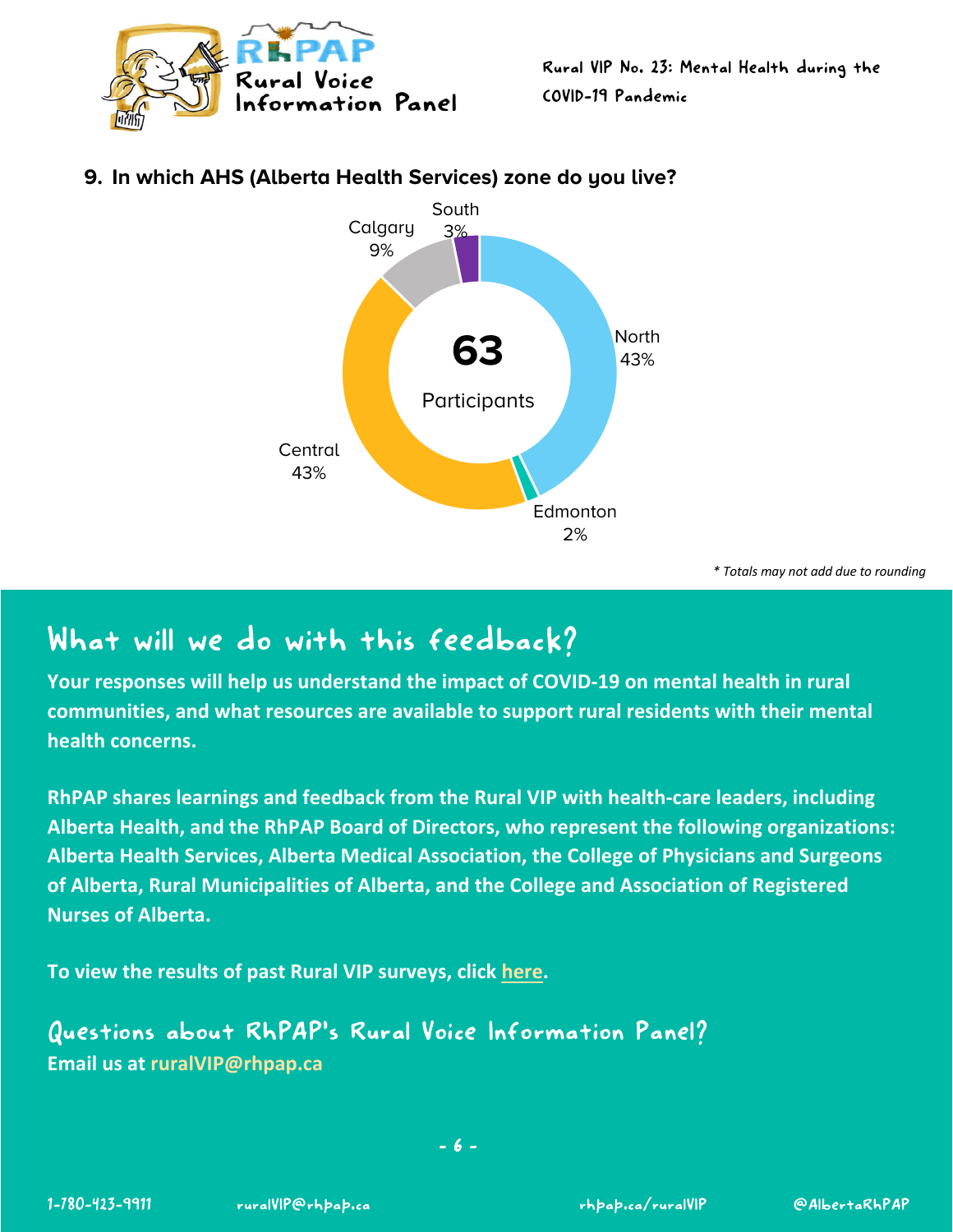**9. In which AHS (Alberta Health Services) zone do you live?**

63

Participants

North
43%

Edmonton
2%

Central
43%

Calgary
9%

South
3%

*\* Totals may not add due to rounding*

## What will we do with this feedback?

**Your responses will help us understand the impact of COVID-19 on mental health in rural communities, and what resources are available to support rural residents with their mental health concerns.**

**RhPAP shares learnings and feedback from the Rural VIP with health-care leaders, including Alberta Health, and the RhPAP Board of Directors, who represent the following organizations: Alberta Health Services, Alberta Medical Association, the College of Physicians and Surgeons of Alberta, Rural Municipalities of Alberta, and the College and Association of Registered Nurses of Alberta.**

**To view the results of past Rural VIP surveys, click here.**

## Questions about RhPAP's Rural Voice Information Panel?

**Email us at ruralVIP@rhpap.ca**